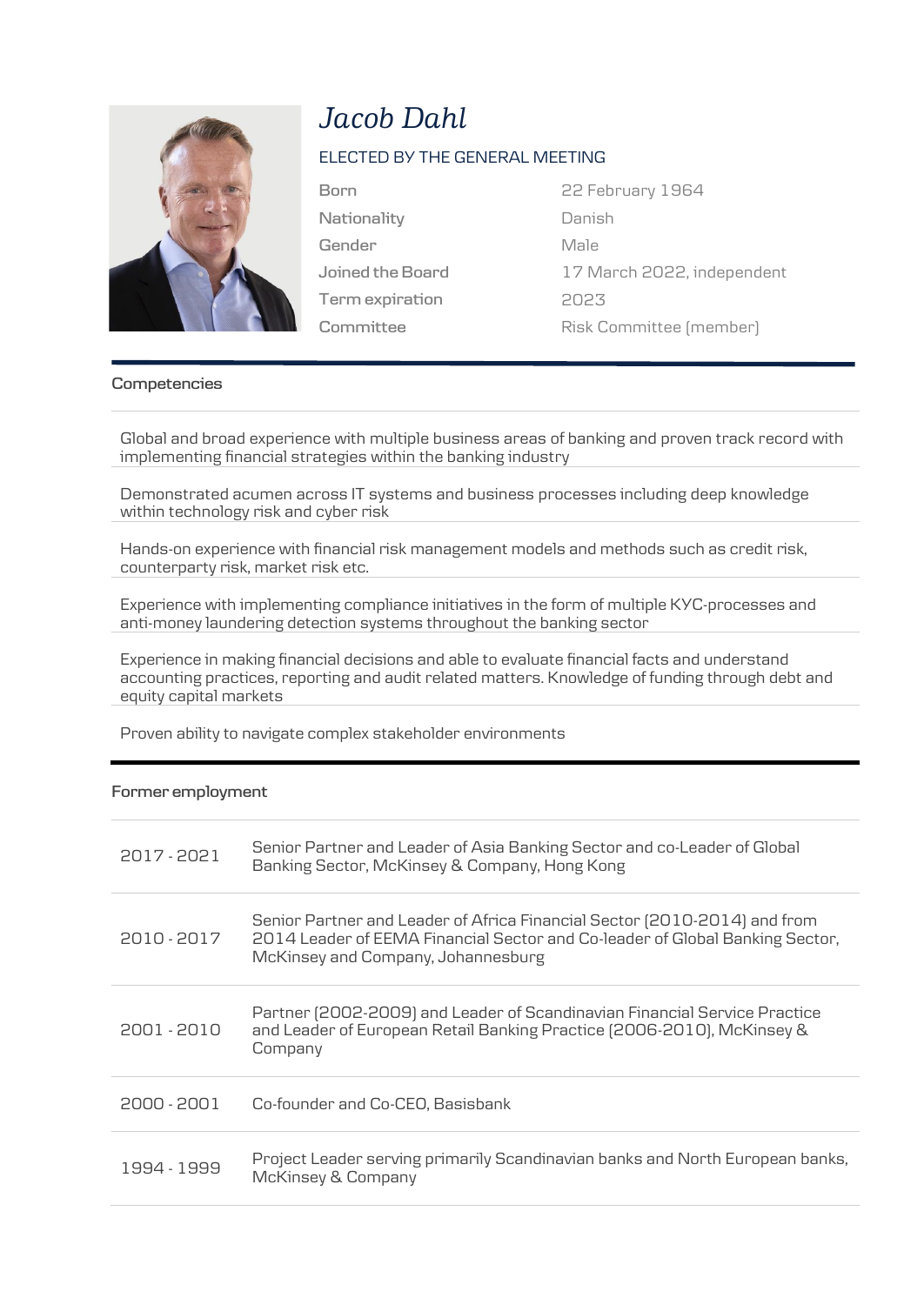# *Jacob Dahl*

ELECTED BY THE GENERAL MEETING

| | |
|---|---|
| Born | 22 February 1964 |
| Nationality | Danish |
| Gender | Male |
| Joined the Board | 17 March 2022, independent |
| Term expiration | 2023 |
| Committee | Risk Committee (member) |

## Competencies

Global and broad experience with multiple business areas of banking and proven track record with implementing financial strategies within the banking industry

Demonstrated acumen across IT systems and business processes including deep knowledge within technology risk and cyber risk

Hands-on experience with financial risk management models and methods such as credit risk, counterparty risk, market risk etc.

Experience with implementing compliance initiatives in the form of multiple KYC-processes and anti-money laundering detection systems throughout the banking sector

Experience in making financial decisions and able to evaluate financial facts and understand accounting practices, reporting and audit related matters. Knowledge of funding through debt and equity capital markets

Proven ability to navigate complex stakeholder environments

## Former employment

| | |
|---|---|
| 2017 - 2021 | Senior Partner and Leader of Asia Banking Sector and co-Leader of Global Banking Sector, McKinsey & Company, Hong Kong |
| 2010 - 2017 | Senior Partner and Leader of Africa Financial Sector (2010-2014) and from 2014 Leader of EEMA Financial Sector and Co-leader of Global Banking Sector, McKinsey and Company, Johannesburg |
| 2001 - 2010 | Partner (2002-2009) and Leader of Scandinavian Financial Service Practice and Leader of European Retail Banking Practice (2006-2010), McKinsey & Company |
| 2000 - 2001 | Co-founder and Co-CEO, Basisbank |
| 1994 - 1999 | Project Leader serving primarily Scandinavian banks and North European banks, McKinsey & Company |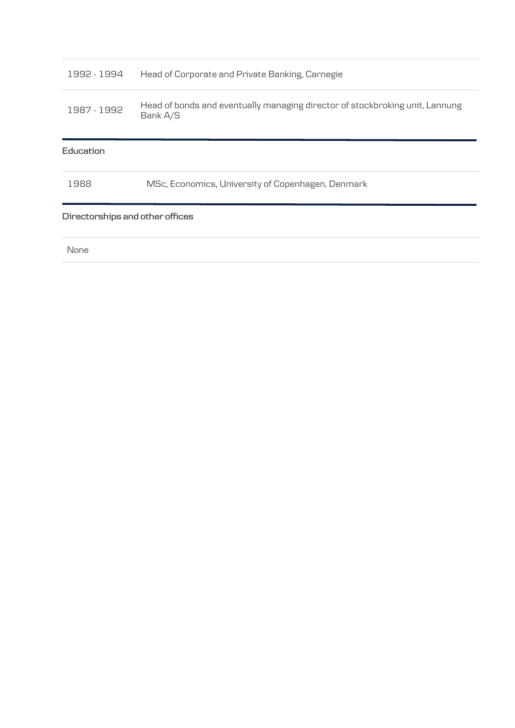| | |
|---|---|
| 1992 - 1994 | Head of Corporate and Private Banking, Carnegie |
| 1987 - 1992 | Head of bonds and eventually managing director of stockbroking unit, Lannung Bank A/S |

## Education

| | |
|---|---|
| 1988 | MSc, Economics, University of Copenhagen, Denmark |

## Directorships and other offices

None